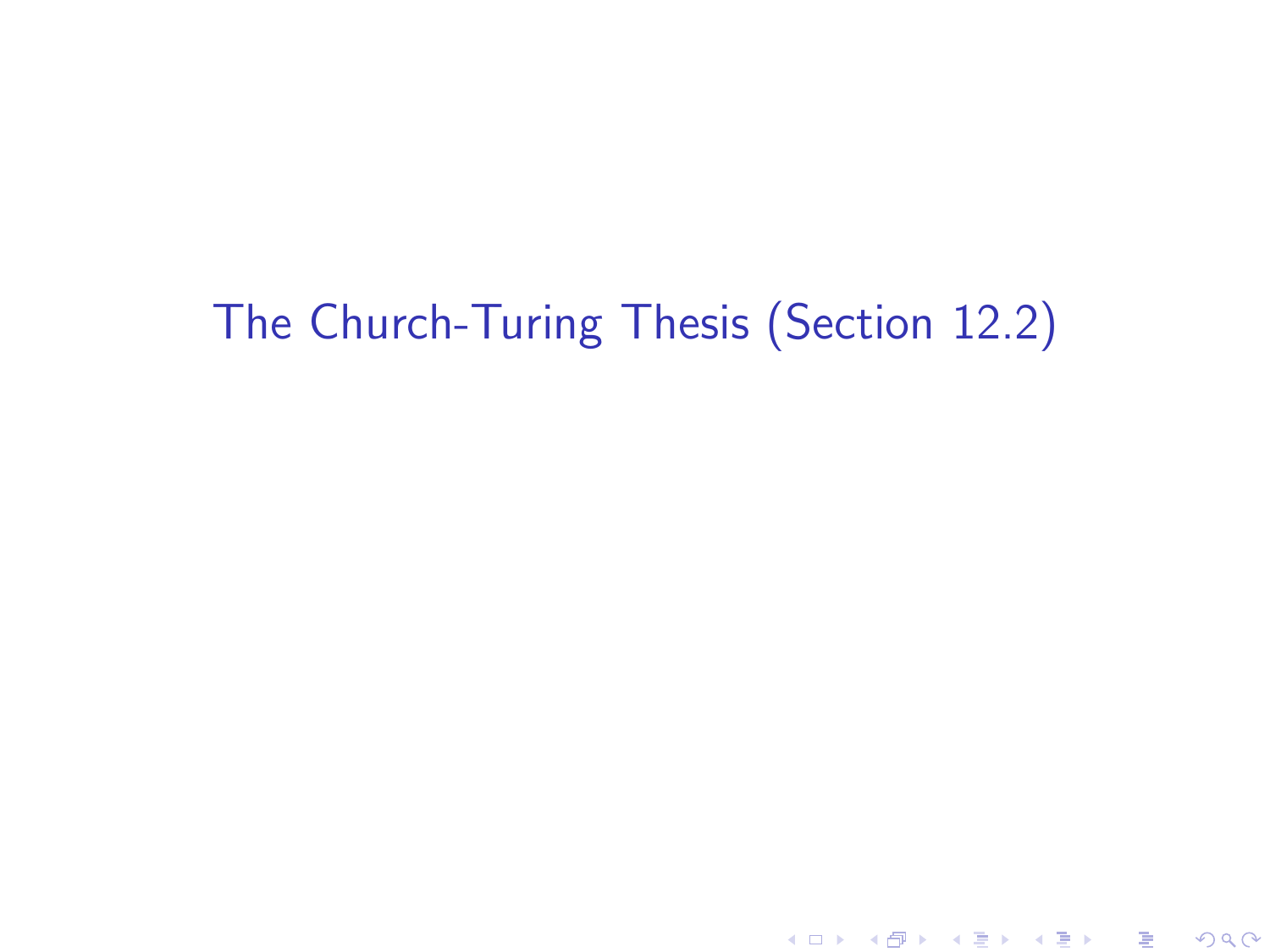# The Church-Turing Thesis (Section 12.2)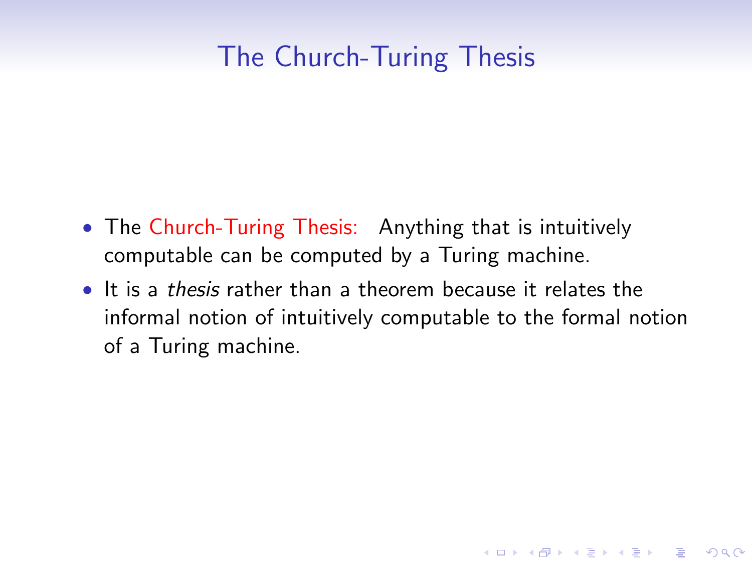# The Church-Turing Thesis

- The Church-Turing Thesis: Anything that is intuitively computable can be computed by a Turing machine.
- It is a *thesis* rather than a theorem because it relates the informal notion of intuitively computable to the formal notion of a Turing machine.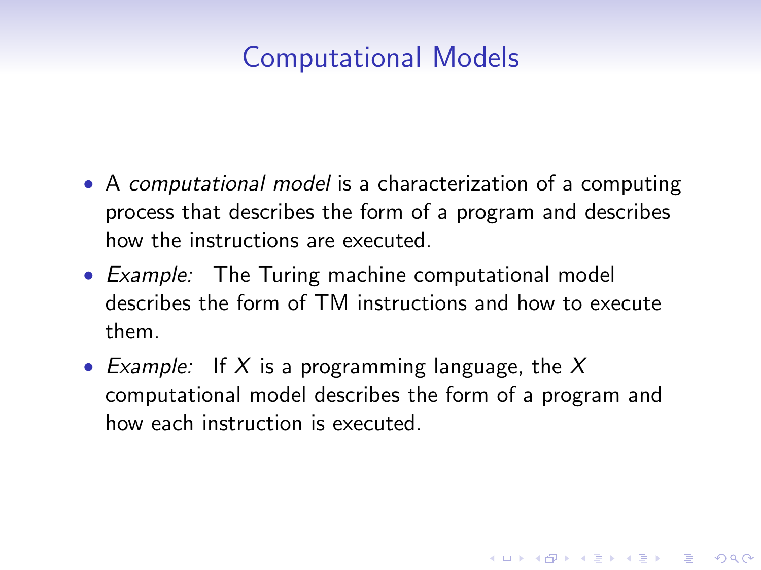# Computational Models

- A *computational model* is a characterization of a computing process that describes the form of a program and describes how the instructions are executed.
- *Example:* The Turing machine computational model describes the form of TM instructions and how to execute them.
- *Example:* If $X$ is a programming language, the $X$ computational model describes the form of a program and how each instruction is executed.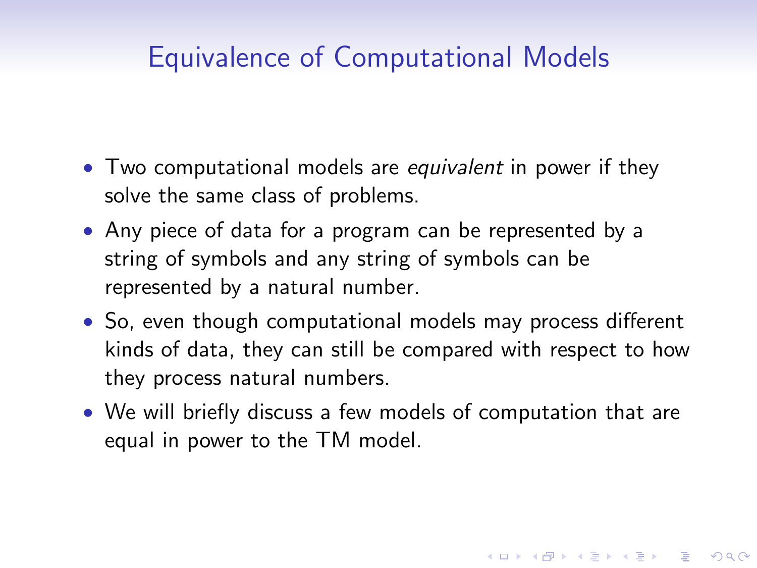# Equivalence of Computational Models

- Two computational models are *equivalent* in power if they solve the same class of problems.
- Any piece of data for a program can be represented by a string of symbols and any string of symbols can be represented by a natural number.
- So, even though computational models may process different kinds of data, they can still be compared with respect to how they process natural numbers.
- We will briefly discuss a few models of computation that are equal in power to the TM model.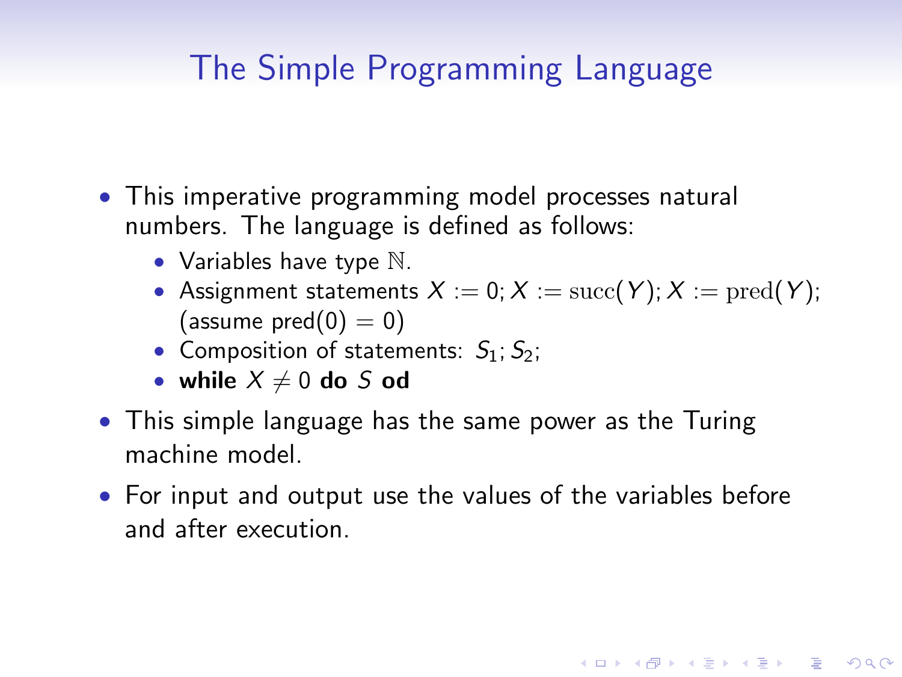# The Simple Programming Language

- This imperative programming model processes natural numbers. The language is defined as follows:
  - Variables have type $\mathbb{N}$.
  - Assignment statements $X := 0; X := \mathrm{succ}(Y); X := \mathrm{pred}(Y);$ (assume pred(0) = 0)
  - Composition of statements: $S_1; S_2;$
  - **while** $X \neq 0$ **do** $S$ **od**
- This simple language has the same power as the Turing machine model.
- For input and output use the values of the variables before and after execution.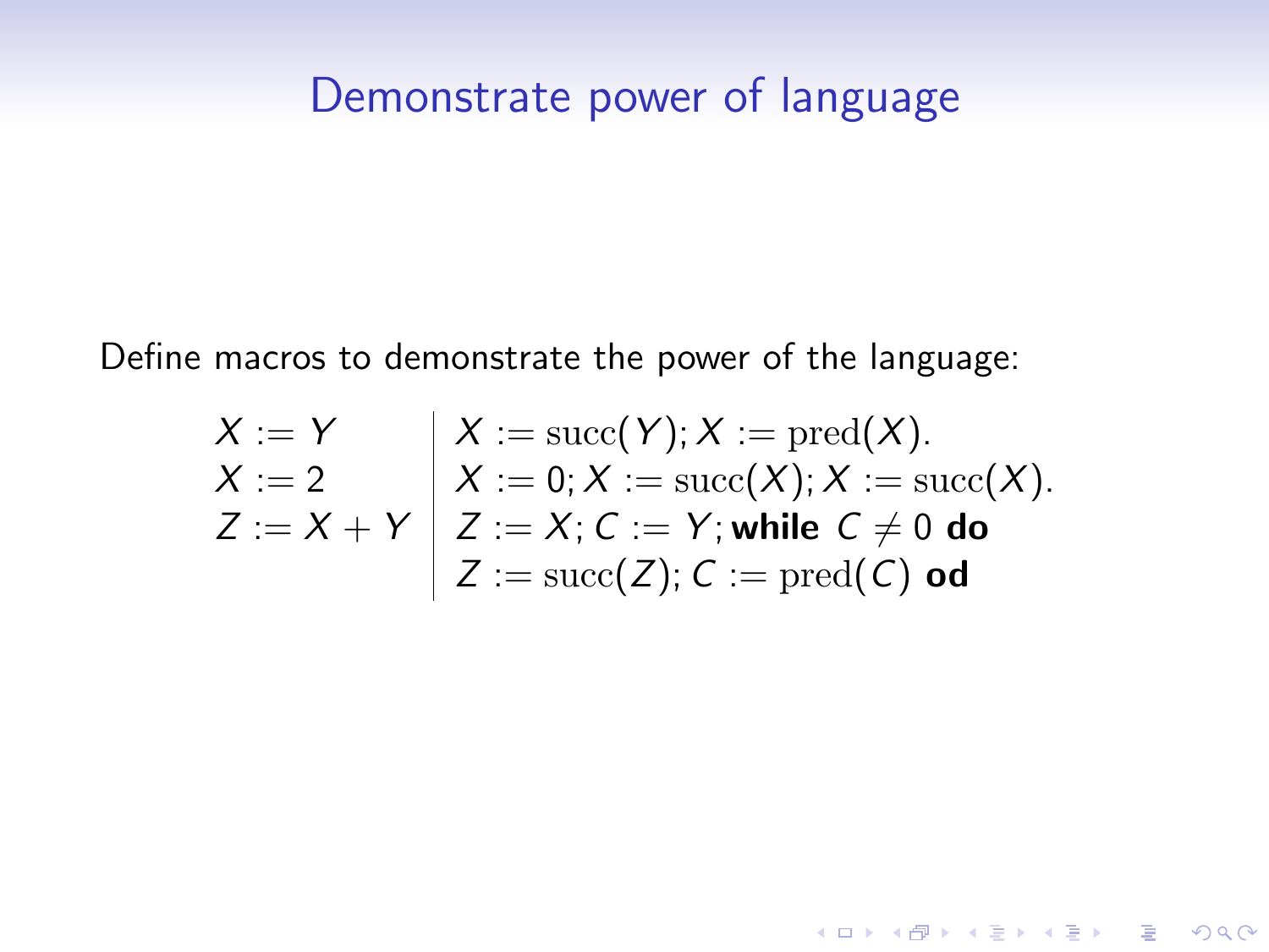## Demonstrate power of language

Define macros to demonstrate the power of the language:

$$
\begin{array}{l|l}
X := Y & X := \mathrm{succ}(Y); X := \mathrm{pred}(X). \\
X := 2 & X := 0; X := \mathrm{succ}(X); X := \mathrm{succ}(X). \\
Z := X + Y & Z := X; C := Y; \textbf{while } C \neq 0 \textbf{ do} \\
 & Z := \mathrm{succ}(Z); C := \mathrm{pred}(C) \textbf{ od}
\end{array}
$$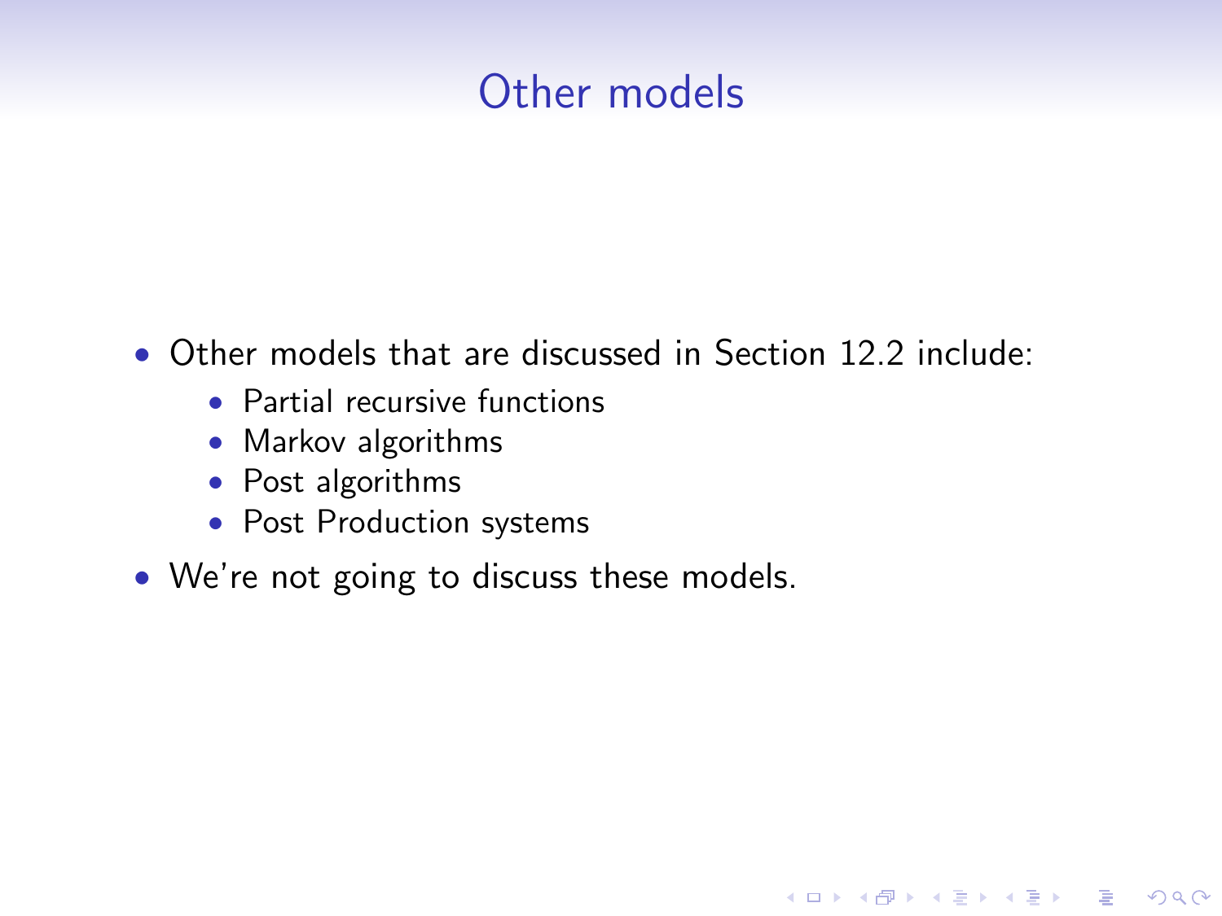# Other models

- Other models that are discussed in Section 12.2 include:
  - Partial recursive functions
  - Markov algorithms
  - Post algorithms
  - Post Production systems
- We're not going to discuss these models.